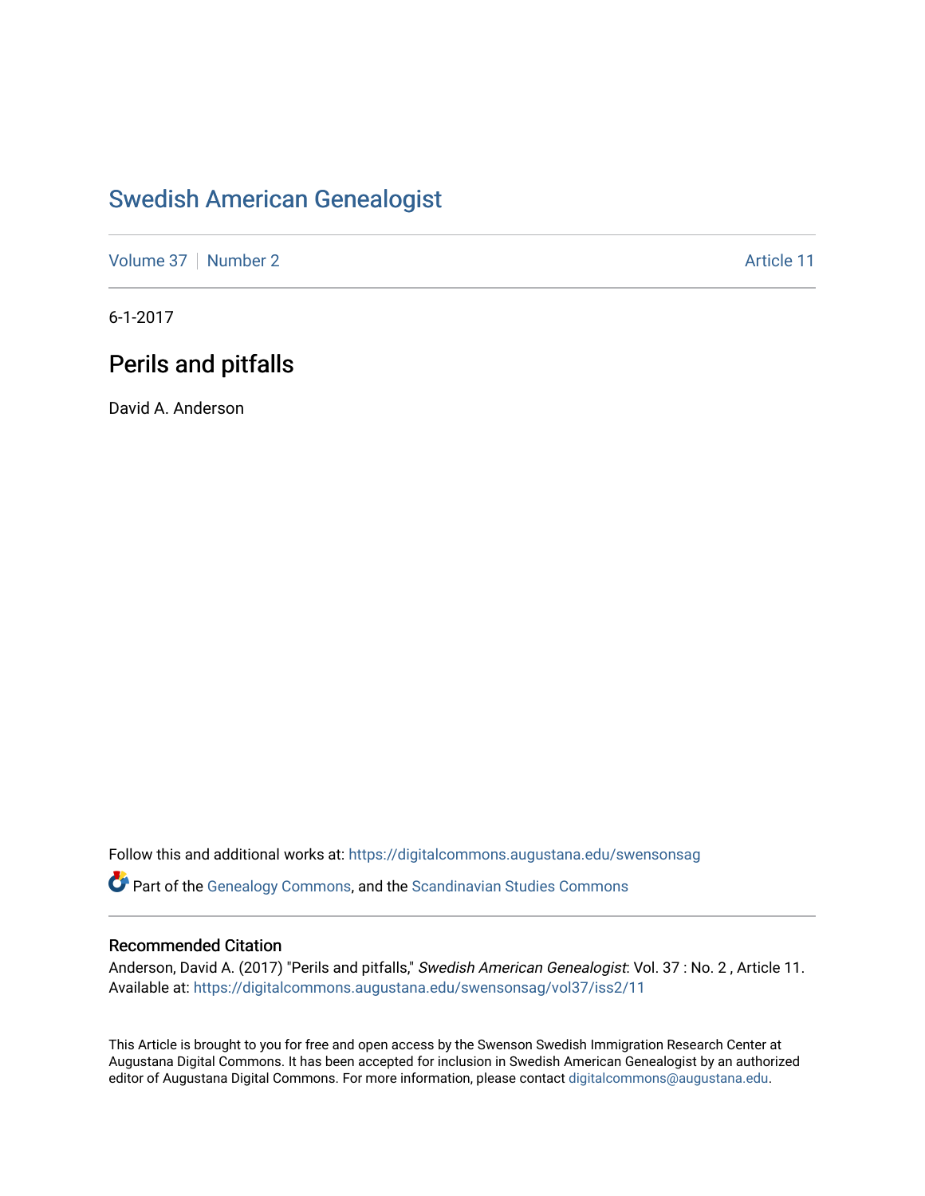# Swedish American Genealogist

Volume 37 | Number 2 | Article 11

6-1-2017

## Perils and pitfalls

David A. Anderson

Follow this and additional works at: https://digitalcommons.augustana.edu/swensonsag

Part of the Genealogy Commons, and the Scandinavian Studies Commons

### Recommended Citation

Anderson, David A. (2017) "Perils and pitfalls," *Swedish American Genealogist*: Vol. 37 : No. 2 , Article 11. Available at: https://digitalcommons.augustana.edu/swensonsag/vol37/iss2/11

This Article is brought to you for free and open access by the Swenson Swedish Immigration Research Center at Augustana Digital Commons. It has been accepted for inclusion in Swedish American Genealogist by an authorized editor of Augustana Digital Commons. For more information, please contact digitalcommons@augustana.edu.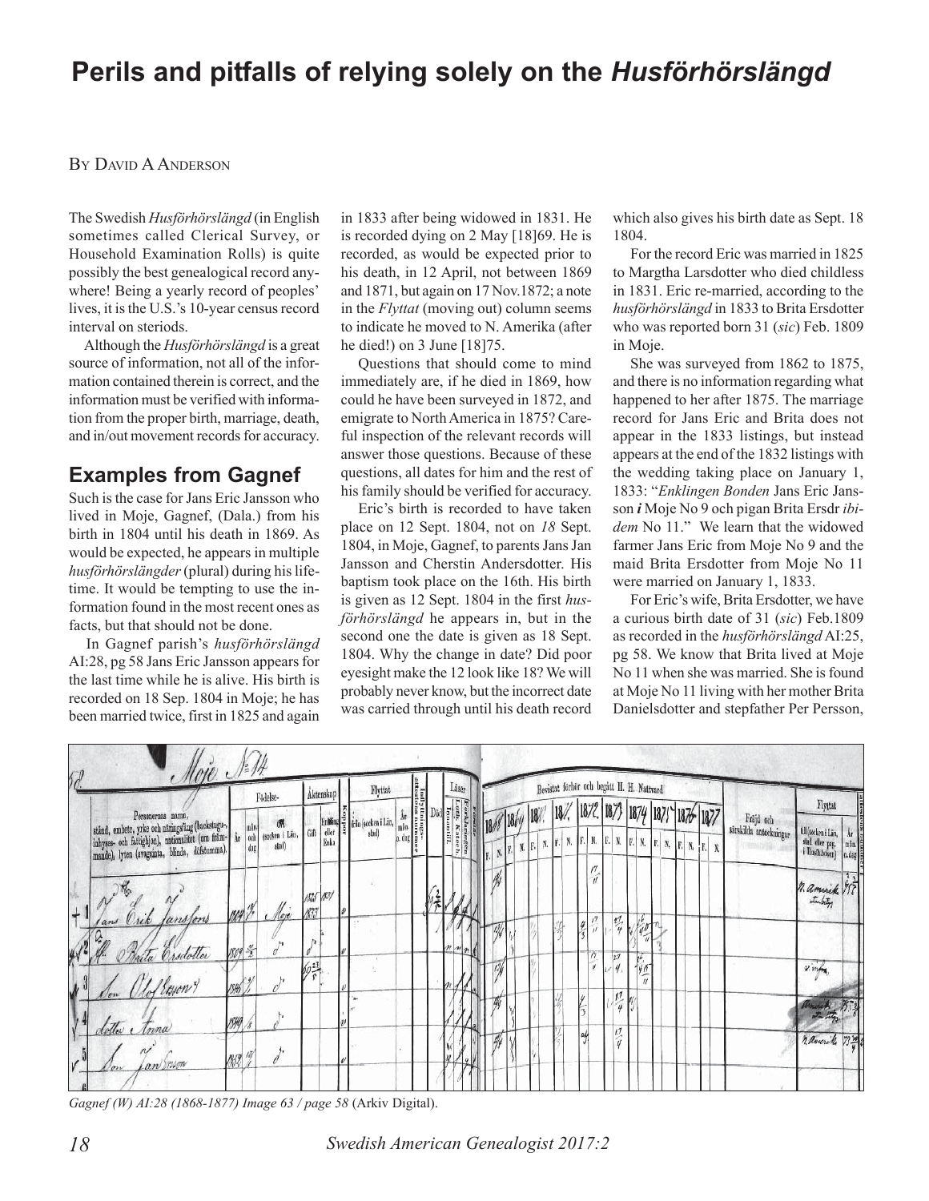# Perils and pitfalls of relying solely on the *Husförhörslängd*

By David A Anderson

The Swedish *Husförhörslängd* (in English sometimes called Clerical Survey, or Household Examination Rolls) is quite possibly the best genealogical record anywhere! Being a yearly record of peoples' lives, it is the U.S.'s 10-year census record interval on steriods.

Although the *Husförhörslängd* is a great source of information, not all of the information contained therein is correct, and the information must be verified with information from the proper birth, marriage, death, and in/out movement records for accuracy.

## Examples from Gagnef

Such is the case for Jans Eric Jansson who lived in Moje, Gagnef, (Dala.) from his birth in 1804 until his death in 1869. As would be expected, he appears in multiple *husförhörslängder* (plural) during his lifetime. It would be tempting to use the information found in the most recent ones as facts, but that should not be done.

In Gagnef parish's *husförhörslängd* AI:28, pg 58 Jans Eric Jansson appears for the last time while he is alive. His birth is recorded on 18 Sep. 1804 in Moje; he has been married twice, first in 1825 and again in 1833 after being widowed in 1831. He is recorded dying on 2 May [18]69. He is recorded, as would be expected prior to his death, in 12 April, not between 1869 and 1871, but again on 17 Nov.1872; a note in the *Flyttat* (moving out) column seems to indicate he moved to N. Amerika (after he died!) on 3 June [18]75.

Questions that should come to mind immediately are, if he died in 1869, how could he have been surveyed in 1872, and emigrate to North America in 1875? Careful inspection of the relevant records will answer those questions. Because of these questions, all dates for him and the rest of his family should be verified for accuracy.

Eric's birth is recorded to have taken place on 12 Sept. 1804, not on *18* Sept. 1804, in Moje, Gagnef, to parents Jans Jan Jansson and Cherstin Andersdotter. His baptism took place on the 16th. His birth is given as 12 Sept. 1804 in the first *husförhörslängd* he appears in, but in the second one the date is given as 18 Sept. 1804. Why the change in date? Did poor eyesight make the 12 look like 18? We will probably never know, but the incorrect date was carried through until his death record which also gives his birth date as Sept. 18 1804.

For the record Eric was married in 1825 to Margtha Larsdotter who died childless in 1831. Eric re-married, according to the *husförhörslängd* in 1833 to Brita Ersdotter who was reported born 31 (*sic*) Feb. 1809 in Moje.

She was surveyed from 1862 to 1875, and there is no information regarding what happened to her after 1875. The marriage record for Jans Eric and Brita does not appear in the 1833 listings, but instead appears at the end of the 1832 listings with the wedding taking place on January 1, 1833: "*Enklingen Bonden* Jans Eric Jansson ***i*** Moje No 9 och pigan Brita Ersdr *ibidem* No 11." We learn that the widowed farmer Jans Eric from Moje No 9 and the maid Brita Ersdotter from Moje No 11 were married on January 1, 1833.

For Eric's wife, Brita Ersdotter, we have a curious birth date of 31 (*sic*) Feb.1809 as recorded in the *husförhörslängd* AI:25, pg 58. We know that Brita lived at Moje No 11 when she was married. She is found at Moje No 11 living with her mother Brita Danielsdotter and stepfather Per Persson,

*Gagnef (W) AI:28 (1868-1877) Image 63 / page 58* (Arkiv Digital).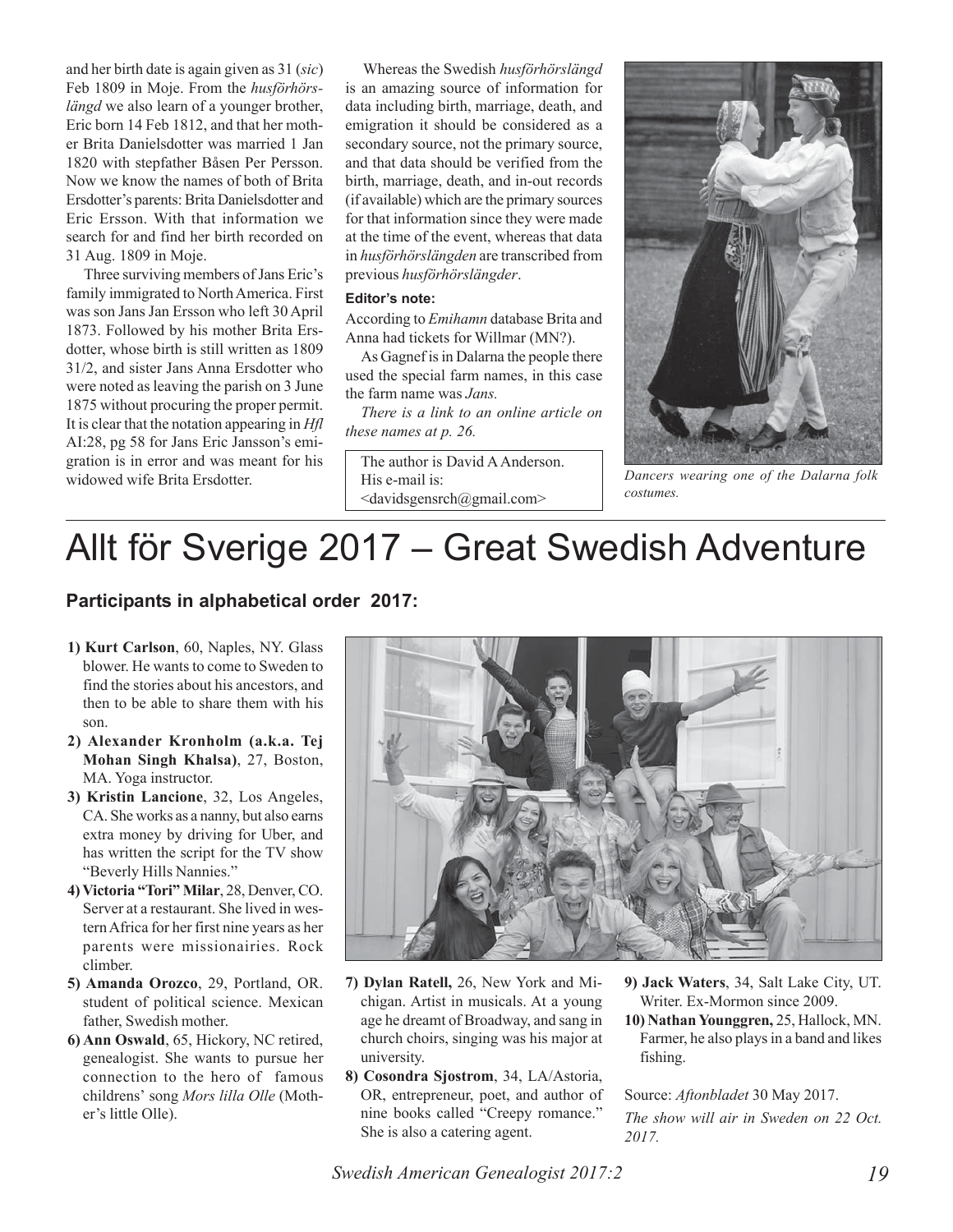and her birth date is again given as 31 (*sic*) Feb 1809 in Moje. From the *husförhörslängd* we also learn of a younger brother, Eric born 14 Feb 1812, and that her mother Brita Danielsdotter was married 1 Jan 1820 with stepfather Båsen Per Persson. Now we know the names of both of Brita Ersdotter's parents: Brita Danielsdotter and Eric Ersson. With that information we search for and find her birth recorded on 31 Aug. 1809 in Moje.

Three surviving members of Jans Eric's family immigrated to North America. First was son Jans Jan Ersson who left 30 April 1873. Followed by his mother Brita Ersdotter, whose birth is still written as 1809 31/2, and sister Jans Anna Ersdotter who were noted as leaving the parish on 3 June 1875 without procuring the proper permit. It is clear that the notation appearing in *Hfl* AI:28, pg 58 for Jans Eric Jansson's emigration is in error and was meant for his widowed wife Brita Ersdotter.

Whereas the Swedish *husförhörslängd* is an amazing source of information for data including birth, marriage, death, and emigration it should be considered as a secondary source, not the primary source, and that data should be verified from the birth, marriage, death, and in-out records (if available) which are the primary sources for that information since they were made at the time of the event, whereas that data in *husförhörslängden* are transcribed from previous *husförhörslängder*.

**Editor's note:**

According to *Emihamn* database Brita and Anna had tickets for Willmar (MN?).

As Gagnef is in Dalarna the people there used the special farm names, in this case the farm name was *Jans.*

*There is a link to an online article on these names at p. 26.*

The author is David A Anderson.
His e-mail is:
<davidsgensrch@gmail.com>

*Dancers wearing one of the Dalarna folk costumes.*

# Allt för Sverige 2017 – Great Swedish Adventure

### Participants in alphabetical order 2017:

1) **Kurt Carlson**, 60, Naples, NY. Glass blower. He wants to come to Sweden to find the stories about his ancestors, and then to be able to share them with his son.
2) **Alexander Kronholm (a.k.a. Tej Mohan Singh Khalsa)**, 27, Boston, MA. Yoga instructor.
3) **Kristin Lancione**, 32, Los Angeles, CA. She works as a nanny, but also earns extra money by driving for Uber, and has written the script for the TV show "Beverly Hills Nannies."
4) **Victoria "Tori" Milar**, 28, Denver, CO. Server at a restaurant. She lived in western Africa for her first nine years as her parents were missionairies. Rock climber.
5) **Amanda Orozco**, 29, Portland, OR. student of political science. Mexican father, Swedish mother.
6) **Ann Oswald**, 65, Hickory, NC retired, genealogist. She wants to pursue her connection to the hero of famous childrens' song *Mors lilla Olle* (Mother's little Olle).
7) **Dylan Ratell,** 26, New York and Michigan. Artist in musicals. At a young age he dreamt of Broadway, and sang in church choirs, singing was his major at university.
8) **Cosondra Sjostrom**, 34, LA/Astoria, OR, entrepreneur, poet, and author of nine books called "Creepy romance." She is also a catering agent.
9) **Jack Waters**, 34, Salt Lake City, UT. Writer. Ex-Mormon since 2009.
10) **Nathan Younggren,** 25, Hallock, MN. Farmer, he also plays in a band and likes fishing.

Source: *Aftonbladet* 30 May 2017.

*The show will air in Sweden on 22 Oct. 2017.*